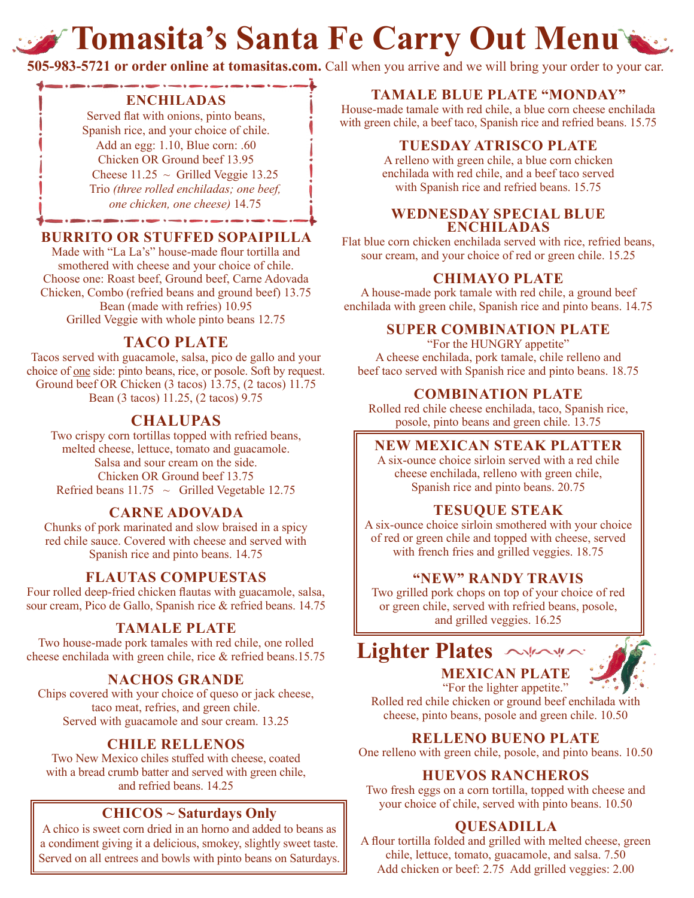# Tomasita's Santa Fe Carry Out Menu

**505-983-5721 or order online at tomasitas.com.** Call when you arrive and we will bring your order to your car.

## ENCHILADAS

Served flat with onions, pinto beans, Spanish rice, and your choice of chile.
Add an egg: 1.10, Blue corn: .60
Chicken OR Ground beef 13.95
Cheese 11.25 ~ Grilled Veggie 13.25
Trio *(three rolled enchiladas; one beef, one chicken, one cheese)* 14.75

## BURRITO OR STUFFED SOPAIPILLA

Made with "La La's" house-made flour tortilla and smothered with cheese and your choice of chile.
Choose one: Roast beef, Ground beef, Carne Adovada Chicken, Combo (refried beans and ground beef) 13.75
Bean (made with refries) 10.95
Grilled Veggie with whole pinto beans 12.75

## TACO PLATE

Tacos served with guacamole, salsa, pico de gallo and your choice of one side: pinto beans, rice, or posole. Soft by request.
Ground beef OR Chicken (3 tacos) 13.75, (2 tacos) 11.75
Bean (3 tacos) 11.25, (2 tacos) 9.75

## CHALUPAS

Two crispy corn tortillas topped with refried beans, melted cheese, lettuce, tomato and guacamole. Salsa and sour cream on the side.
Chicken OR Ground beef 13.75
Refried beans 11.75 ~ Grilled Vegetable 12.75

## CARNE ADOVADA

Chunks of pork marinated and slow braised in a spicy red chile sauce. Covered with cheese and served with Spanish rice and pinto beans. 14.75

## FLAUTAS COMPUESTAS

Four rolled deep-fried chicken flautas with guacamole, salsa, sour cream, Pico de Gallo, Spanish rice & refried beans. 14.75

## TAMALE PLATE

Two house-made pork tamales with red chile, one rolled cheese enchilada with green chile, rice & refried beans.15.75

## NACHOS GRANDE

Chips covered with your choice of queso or jack cheese, taco meat, refries, and green chile. Served with guacamole and sour cream. 13.25

## CHILE RELLENOS

Two New Mexico chiles stuffed with cheese, coated with a bread crumb batter and served with green chile, and refried beans. 14.25

## CHICOS ~ Saturdays Only

A chico is sweet corn dried in an horno and added to beans as a condiment giving it a delicious, smokey, slightly sweet taste. Served on all entrees and bowls with pinto beans on Saturdays.

## TAMALE BLUE PLATE "MONDAY"

House-made tamale with red chile, a blue corn cheese enchilada with green chile, a beef taco, Spanish rice and refried beans. 15.75

## TUESDAY ATRISCO PLATE

A relleno with green chile, a blue corn chicken enchilada with red chile, and a beef taco served with Spanish rice and refried beans. 15.75

## WEDNESDAY SPECIAL BLUE ENCHILADAS

Flat blue corn chicken enchilada served with rice, refried beans, sour cream, and your choice of red or green chile. 15.25

## CHIMAYO PLATE

A house-made pork tamale with red chile, a ground beef enchilada with green chile, Spanish rice and pinto beans. 14.75

## SUPER COMBINATION PLATE

"For the HUNGRY appetite"
A cheese enchilada, pork tamale, chile relleno and beef taco served with Spanish rice and pinto beans. 18.75

## COMBINATION PLATE

Rolled red chile cheese enchilada, taco, Spanish rice, posole, pinto beans and green chile. 13.75

## NEW MEXICAN STEAK PLATTER

A six-ounce choice sirloin served with a red chile cheese enchilada, relleno with green chile, Spanish rice and pinto beans. 20.75

## TESUQUE STEAK

A six-ounce choice sirloin smothered with your choice of red or green chile and topped with cheese, served with french fries and grilled veggies. 18.75

## "NEW" RANDY TRAVIS

Two grilled pork chops on top of your choice of red or green chile, served with refried beans, posole, and grilled veggies. 16.25

# Lighter Plates

## MEXICAN PLATE

"For the lighter appetite."
Rolled red chile chicken or ground beef enchilada with cheese, pinto beans, posole and green chile. 10.50

## RELLENO BUENO PLATE

One relleno with green chile, posole, and pinto beans. 10.50

## HUEVOS RANCHEROS

Two fresh eggs on a corn tortilla, topped with cheese and your choice of chile, served with pinto beans. 10.50

## QUESADILLA

A flour tortilla folded and grilled with melted cheese, green chile, lettuce, tomato, guacamole, and salsa. 7.50
Add chicken or beef: 2.75 Add grilled veggies: 2.00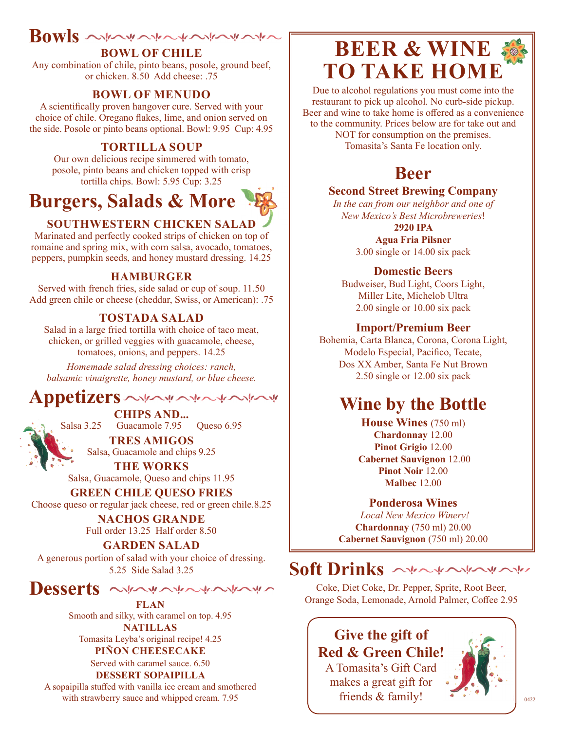# Bowls

### BOWL OF CHILE

Any combination of chile, pinto beans, posole, ground beef, or chicken. 8.50 Add cheese: .75

### BOWL OF MENUDO

A scientifically proven hangover cure. Served with your choice of chile. Oregano flakes, lime, and onion served on the side. Posole or pinto beans optional. Bowl: 9.95 Cup: 4.95

### TORTILLA SOUP

Our own delicious recipe simmered with tomato, posole, pinto beans and chicken topped with crisp tortilla chips. Bowl: 5.95 Cup: 3.25

# Burgers, Salads & More

### SOUTHWESTERN CHICKEN SALAD

Marinated and perfectly cooked strips of chicken on top of romaine and spring mix, with corn salsa, avocado, tomatoes, peppers, pumpkin seeds, and honey mustard dressing. 14.25

### HAMBURGER

Served with french fries, side salad or cup of soup. 11.50
Add green chile or cheese (cheddar, Swiss, or American): .75

### TOSTADA SALAD

Salad in a large fried tortilla with choice of taco meat, chicken, or grilled veggies with guacamole, cheese, tomatoes, onions, and peppers. 14.25

*Homemade salad dressing choices: ranch, balsamic vinaigrette, honey mustard, or blue cheese.*

# Appetizers

### CHIPS AND...

Salsa 3.25 Guacamole 7.95 Queso 6.95

### TRES AMIGOS

Salsa, Guacamole and chips 9.25

### THE WORKS

Salsa, Guacamole, Queso and chips 11.95

### GREEN CHILE QUESO FRIES

Choose queso or regular jack cheese, red or green chile.8.25

### NACHOS GRANDE

Full order 13.25 Half order 8.50

### GARDEN SALAD

A generous portion of salad with your choice of dressing. 5.25 Side Salad 3.25

# Desserts

### FLAN

Smooth and silky, with caramel on top. 4.95

### NATILLAS

Tomasita Leyba's original recipe! 4.25

### PIÑON CHEESECAKE

Served with caramel sauce. 6.50

### DESSERT SOPAIPILLA

A sopaipilla stuffed with vanilla ice cream and smothered with strawberry sauce and whipped cream. 7.95

# BEER & WINE TO TAKE HOME

Due to alcohol regulations you must come into the restaurant to pick up alcohol. No curb-side pickup. Beer and wine to take home is offered as a convenience to the community. Prices below are for take out and NOT for consumption on the premises. Tomasita's Santa Fe location only.

## Beer

### Second Street Brewing Company

*In the can from our neighbor and one of New Mexico's Best Microbreweries*!

**2920 IPA**
**Agua Fria Pilsner**
3.00 single or 14.00 six pack

### Domestic Beers

Budweiser, Bud Light, Coors Light, Miller Lite, Michelob Ultra
2.00 single or 10.00 six pack

### Import/Premium Beer

Bohemia, Carta Blanca, Corona, Corona Light, Modelo Especial, Pacifico, Tecate, Dos XX Amber, Santa Fe Nut Brown
2.50 single or 12.00 six pack

## Wine by the Bottle

### House Wines (750 ml)

**Chardonnay** 12.00
**Pinot Grigio** 12.00
**Cabernet Sauvignon** 12.00
**Pinot Noir** 12.00
**Malbec** 12.00

### Ponderosa Wines

*Local New Mexico Winery!*
**Chardonnay** (750 ml) 20.00
**Cabernet Sauvignon** (750 ml) 20.00

# Soft Drinks

Coke, Diet Coke, Dr. Pepper, Sprite, Root Beer, Orange Soda, Lemonade, Arnold Palmer, Coffee 2.95

**Give the gift of Red & Green Chile!**
A Tomasita's Gift Card makes a great gift for friends & family!

0422